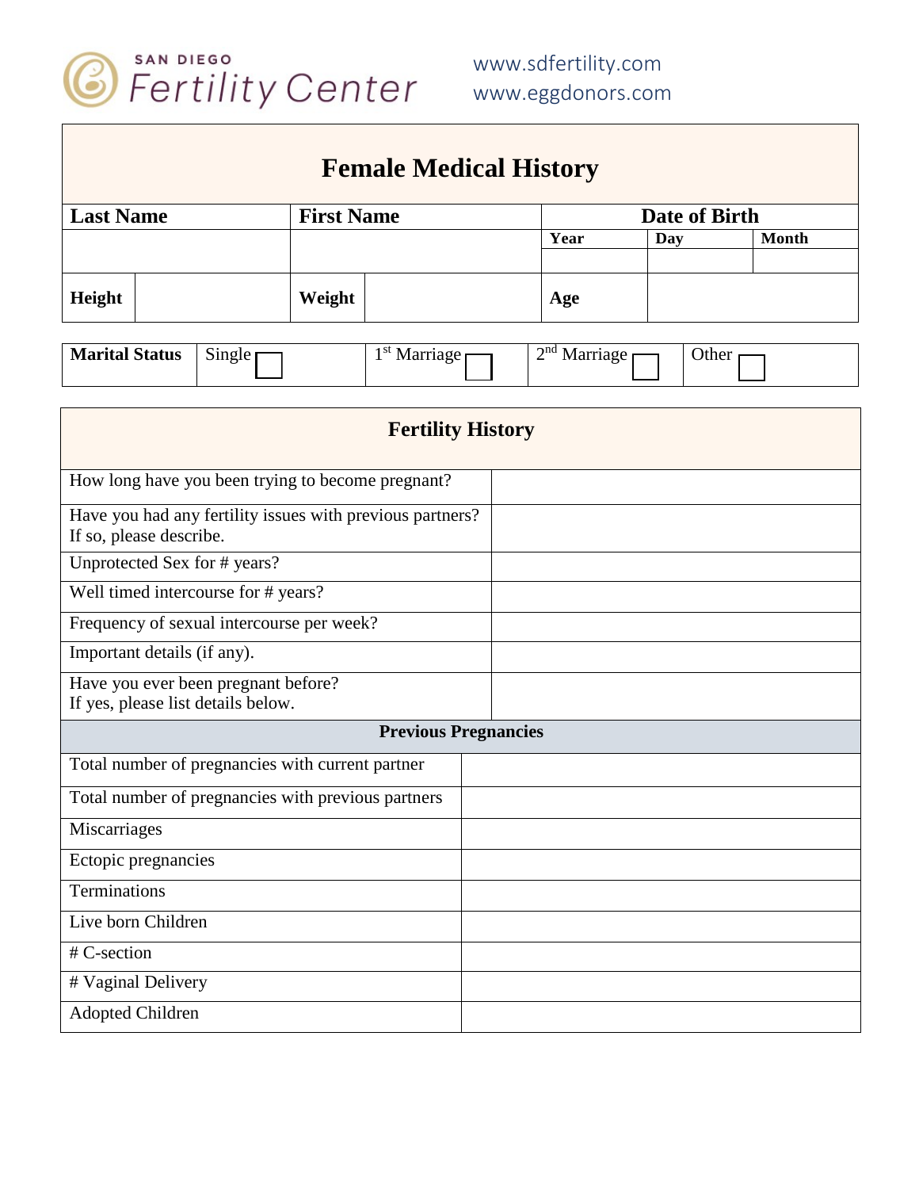SAN DIEGO Fertility Center

www.sdfertility.com
www.eggdonors.com

# Female Medical History

| Last Name | First Name | Date of Birth | | |
|---|---|---|---|---|
| | | Year | Day | Month |
| | | | | |

| Height | | Weight | | Age | |
|---|---|---|---|---|---|

| Marital Status | Single ☐ | 1st Marriage ☐ | 2nd Marriage ☐ | Other ☐ |
|---|---|---|---|---|

## Fertility History

| Question | Answer |
|---|---|
| How long have you been trying to become pregnant? | |
| Have you had any fertility issues with previous partners? If so, please describe. | |
| Unprotected Sex for # years? | |
| Well timed intercourse for # years? | |
| Frequency of sexual intercourse per week? | |
| Important details (if any). | |
| Have you ever been pregnant before? If yes, please list details below. | |

### Previous Pregnancies

| Item | Answer |
|---|---|
| Total number of pregnancies with current partner | |
| Total number of pregnancies with previous partners | |
| Miscarriages | |
| Ectopic pregnancies | |
| Terminations | |
| Live born Children | |
| # C-section | |
| # Vaginal Delivery | |
| Adopted Children | |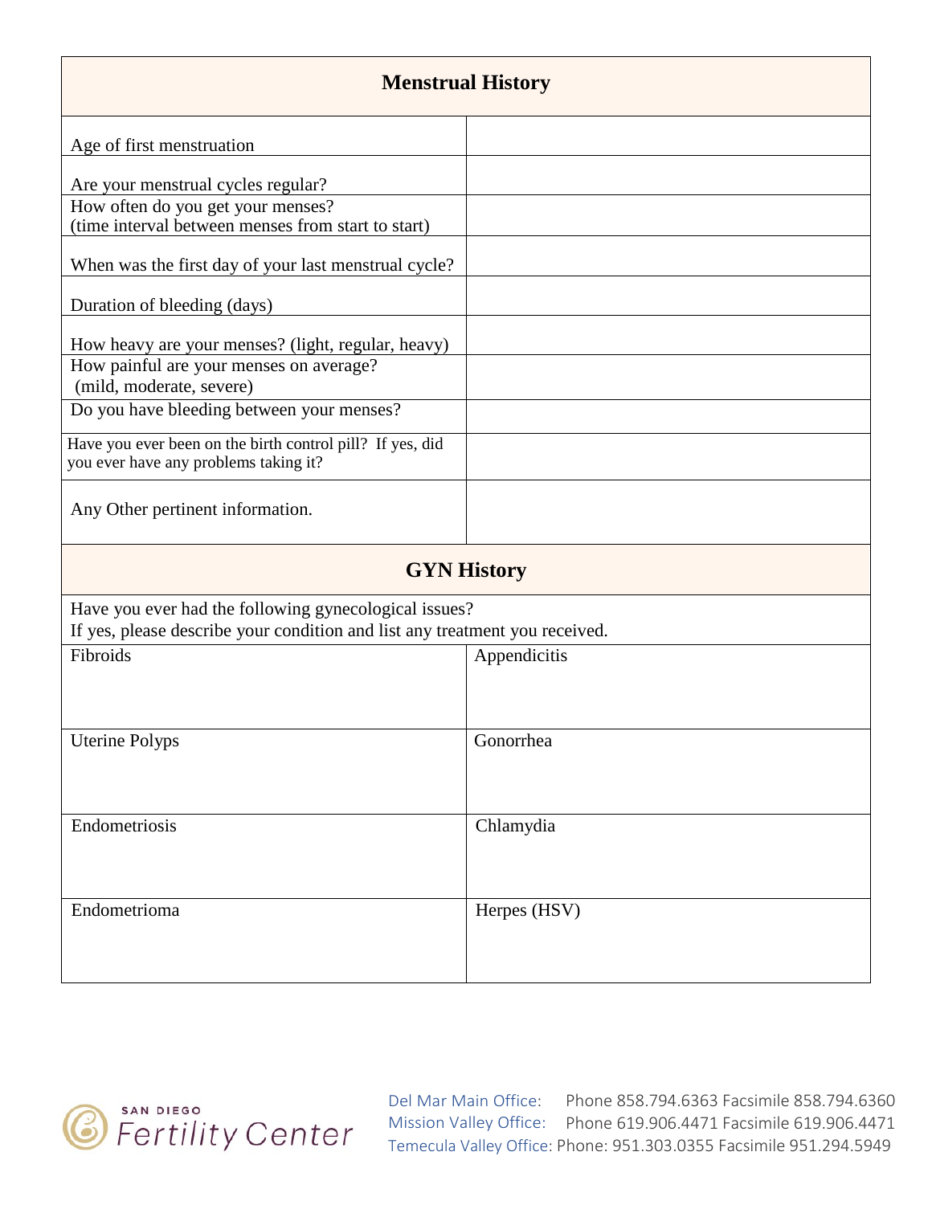## Menstrual History

| | |
|---|---|
| Age of first menstruation | |
| Are your menstrual cycles regular? | |
| How often do you get your menses? (time interval between menses from start to start) | |
| When was the first day of your last menstrual cycle? | |
| Duration of bleeding (days) | |
| How heavy are your menses? (light, regular, heavy) | |
| How painful are your menses on average? (mild, moderate, severe) | |
| Do you have bleeding between your menses? | |
| Have you ever been on the birth control pill? If yes, did you ever have any problems taking it? | |
| Any Other pertinent information. | |

## GYN History

Have you ever had the following gynecological issues?
If yes, please describe your condition and list any treatment you received.

| | |
|---|---|
| Fibroids | Appendicitis |
| Uterine Polyps | Gonorrhea |
| Endometriosis | Chlamydia |
| Endometrioma | Herpes (HSV) |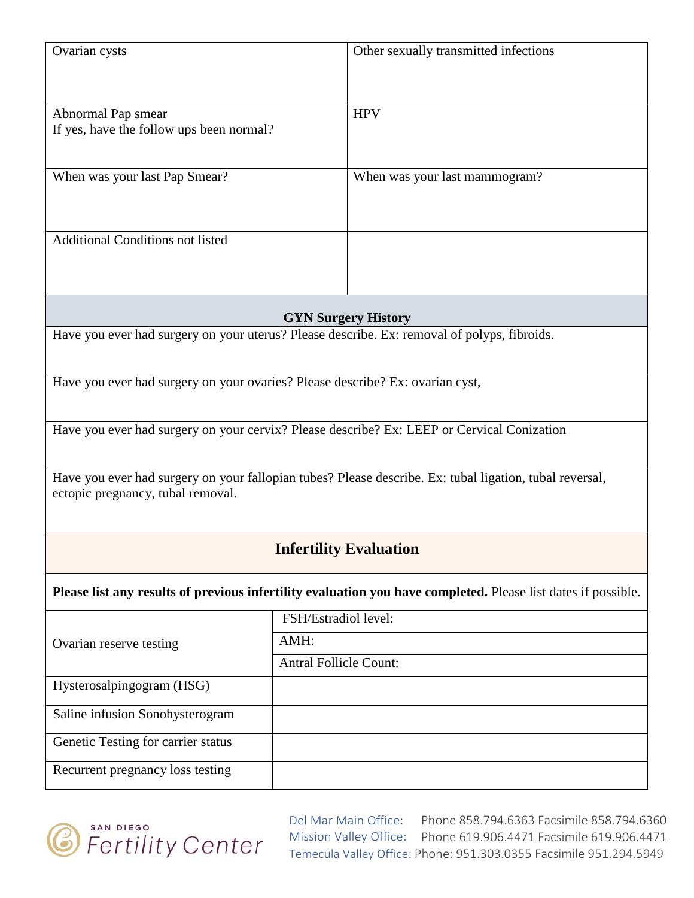| | |
|---|---|
| Ovarian cysts | Other sexually transmitted infections |
| Abnormal Pap smear<br>If yes, have the follow ups been normal? | HPV |
| When was your last Pap Smear? | When was your last mammogram? |
| Additional Conditions not listed | |

## GYN Surgery History

| |
|---|
| Have you ever had surgery on your uterus? Please describe. Ex: removal of polyps, fibroids. |
| Have you ever had surgery on your ovaries? Please describe? Ex: ovarian cyst, |
| Have you ever had surgery on your cervix? Please describe? Ex: LEEP or Cervical Conization |
| Have you ever had surgery on your fallopian tubes? Please describe. Ex: tubal ligation, tubal reversal, ectopic pregnancy, tubal removal. |

## Infertility Evaluation

**Please list any results of previous infertility evaluation you have completed.** Please list dates if possible.

| | |
|---|---|
| Ovarian reserve testing | FSH/Estradiol level: |
| | AMH: |
| | Antral Follicle Count: |
| Hysterosalpingogram (HSG) | |
| Saline infusion Sonohysterogram | |
| Genetic Testing for carrier status | |
| Recurrent pregnancy loss testing | |

SAN DIEGO Fertility Center

Del Mar Main Office: Phone 858.794.6363 Facsimile 858.794.6360
Mission Valley Office: Phone 619.906.4471 Facsimile 619.906.4471
Temecula Valley Office: Phone: 951.303.0355 Facsimile 951.294.5949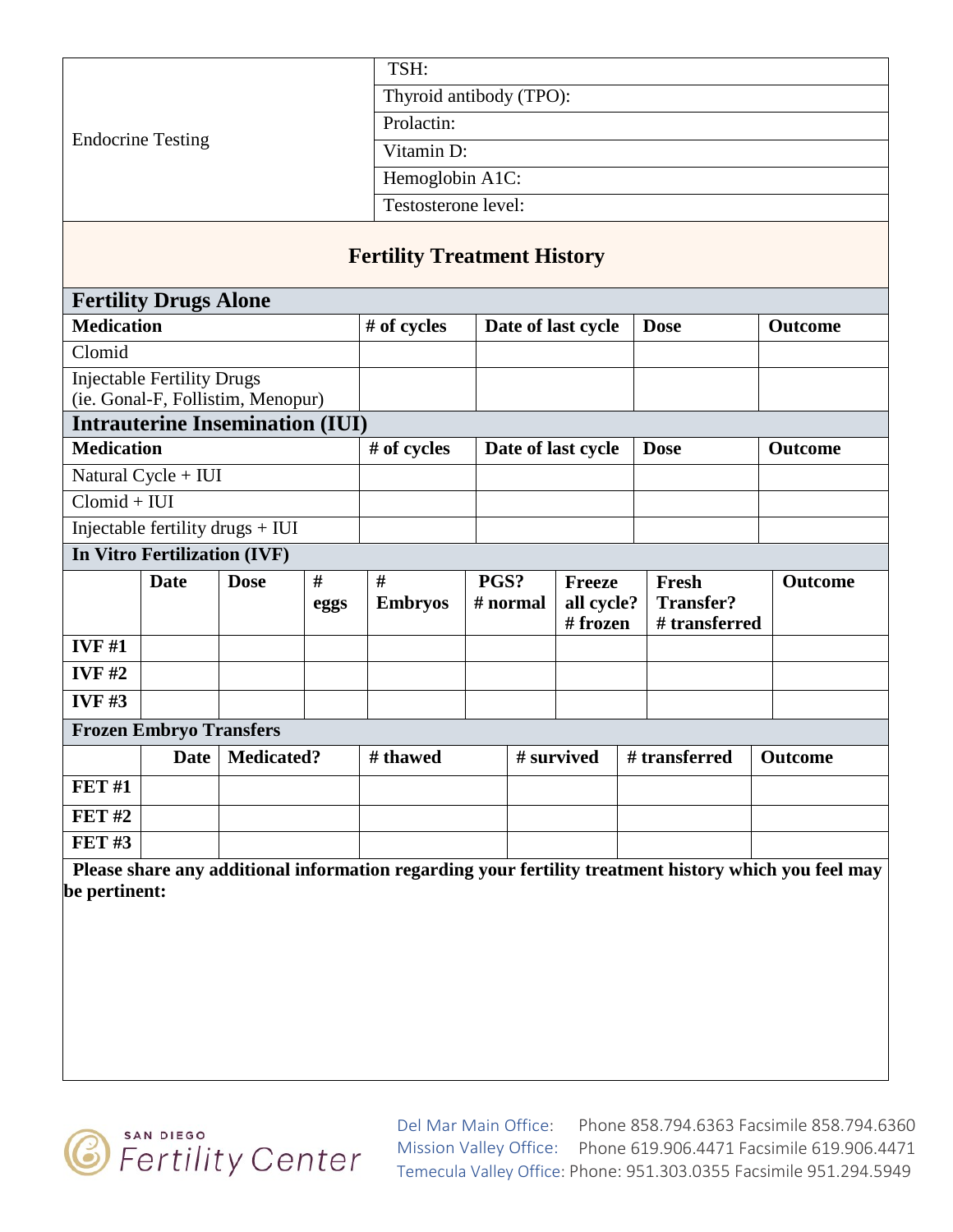| Endocrine Testing | |
|---|---|
| | TSH: |
| | Thyroid antibody (TPO): |
| | Prolactin: |
| | Vitamin D: |
| | Hemoglobin A1C: |
| | Testosterone level: |

## Fertility Treatment History

### Fertility Drugs Alone

| Medication | # of cycles | Date of last cycle | Dose | Outcome |
|---|---|---|---|---|
| Clomid | | | | |
| Injectable Fertility Drugs (ie. Gonal-F, Follistim, Menopur) | | | | |

### Intrauterine Insemination (IUI)

| Medication | # of cycles | Date of last cycle | Dose | Outcome |
|---|---|---|---|---|
| Natural Cycle + IUI | | | | |
| Clomid + IUI | | | | |
| Injectable fertility drugs + IUI | | | | |

### In Vitro Fertilization (IVF)

| | Date | Dose | # eggs | # Embryos | PGS? # normal | Freeze all cycle? # frozen | Fresh Transfer? # transferred | Outcome |
|---|---|---|---|---|---|---|---|---|
| IVF #1 | | | | | | | | |
| IVF #2 | | | | | | | | |
| IVF #3 | | | | | | | | |

### Frozen Embryo Transfers

| | Date | Medicated? | # thawed | # survived | # transferred | Outcome |
|---|---|---|---|---|---|---|
| FET #1 | | | | | | |
| FET #2 | | | | | | |
| FET #3 | | | | | | |

**Please share any additional information regarding your fertility treatment history which you feel may be pertinent:**

SAN DIEGO Fertility Center

Del Mar Main Office: Phone 858.794.6363 Facsimile 858.794.6360
Mission Valley Office: Phone 619.906.4471 Facsimile 619.906.4471
Temecula Valley Office: Phone: 951.303.0355 Facsimile 951.294.5949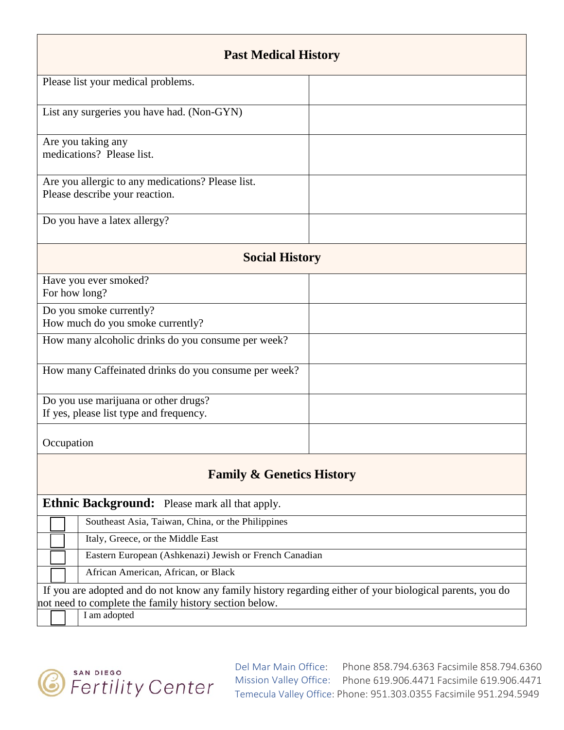## Past Medical History

| | |
|---|---|
| Please list your medical problems. | |
| List any surgeries you have had. (Non-GYN) | |
| Are you taking any medications? Please list. | |
| Are you allergic to any medications? Please list. Please describe your reaction. | |
| Do you have a latex allergy? | |

## Social History

| | |
|---|---|
| Have you ever smoked? For how long? | |
| Do you smoke currently? How much do you smoke currently? | |
| How many alcoholic drinks do you consume per week? | |
| How many Caffeinated drinks do you consume per week? | |
| Do you use marijuana or other drugs? If yes, please list type and frequency. | |
| Occupation | |

## Family & Genetics History

**Ethnic Background:** Please mark all that apply.

| | |
|---|---|
| ☐ | Southeast Asia, Taiwan, China, or the Philippines |
| ☐ | Italy, Greece, or the Middle East |
| ☐ | Eastern European (Ashkenazi) Jewish or French Canadian |
| ☐ | African American, African, or Black |

If you are adopted and do not know any family history regarding either of your biological parents, you do not need to complete the family history section below.

| | |
|---|---|
| ☐ | I am adopted |

SAN DIEGO Fertility Center

Del Mar Main Office: Phone 858.794.6363 Facsimile 858.794.6360
Mission Valley Office: Phone 619.906.4471 Facsimile 619.906.4471
Temecula Valley Office: Phone: 951.303.0355 Facsimile 951.294.5949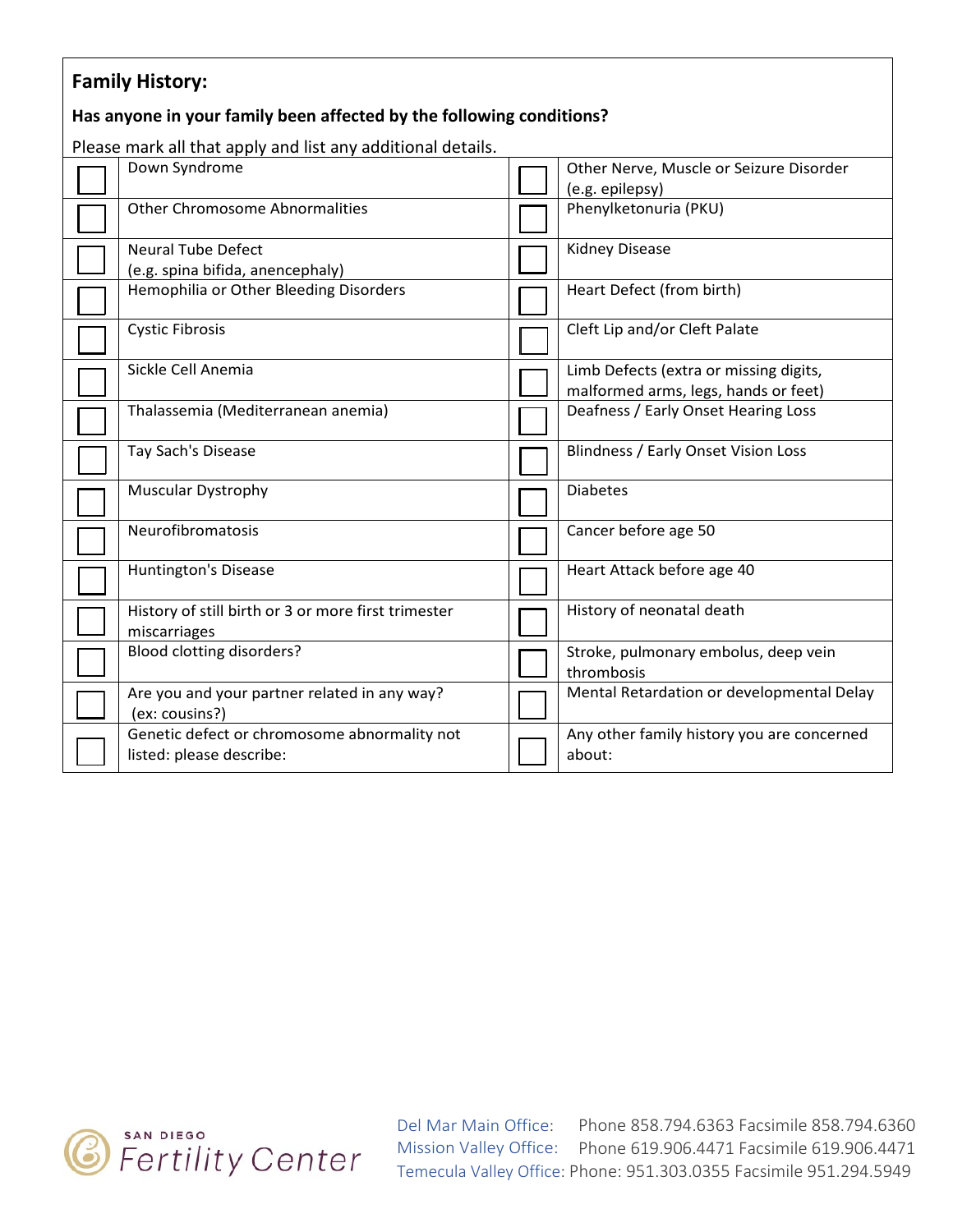## Family History:

**Has anyone in your family been affected by the following conditions?**

Please mark all that apply and list any additional details.

| | | | |
|---|---|---|---|
| ☐ | Down Syndrome | ☐ | Other Nerve, Muscle or Seizure Disorder (e.g. epilepsy) |
| ☐ | Other Chromosome Abnormalities | ☐ | Phenylketonuria (PKU) |
| ☐ | Neural Tube Defect (e.g. spina bifida, anencephaly) | ☐ | Kidney Disease |
| ☐ | Hemophilia or Other Bleeding Disorders | ☐ | Heart Defect (from birth) |
| ☐ | Cystic Fibrosis | ☐ | Cleft Lip and/or Cleft Palate |
| ☐ | Sickle Cell Anemia | ☐ | Limb Defects (extra or missing digits, malformed arms, legs, hands or feet) |
| ☐ | Thalassemia (Mediterranean anemia) | ☐ | Deafness / Early Onset Hearing Loss |
| ☐ | Tay Sach's Disease | ☐ | Blindness / Early Onset Vision Loss |
| ☐ | Muscular Dystrophy | ☐ | Diabetes |
| ☐ | Neurofibromatosis | ☐ | Cancer before age 50 |
| ☐ | Huntington's Disease | ☐ | Heart Attack before age 40 |
| ☐ | History of still birth or 3 or more first trimester miscarriages | ☐ | History of neonatal death |
| ☐ | Blood clotting disorders? | ☐ | Stroke, pulmonary embolus, deep vein thrombosis |
| ☐ | Are you and your partner related in any way? (ex: cousins?) | ☐ | Mental Retardation or developmental Delay |
| ☐ | Genetic defect or chromosome abnormality not listed: please describe: | ☐ | Any other family history you are concerned about: |

SAN DIEGO Fertility Center

Del Mar Main Office: Phone 858.794.6363 Facsimile 858.794.6360
Mission Valley Office: Phone 619.906.4471 Facsimile 619.906.4471
Temecula Valley Office: Phone: 951.303.0355 Facsimile 951.294.5949